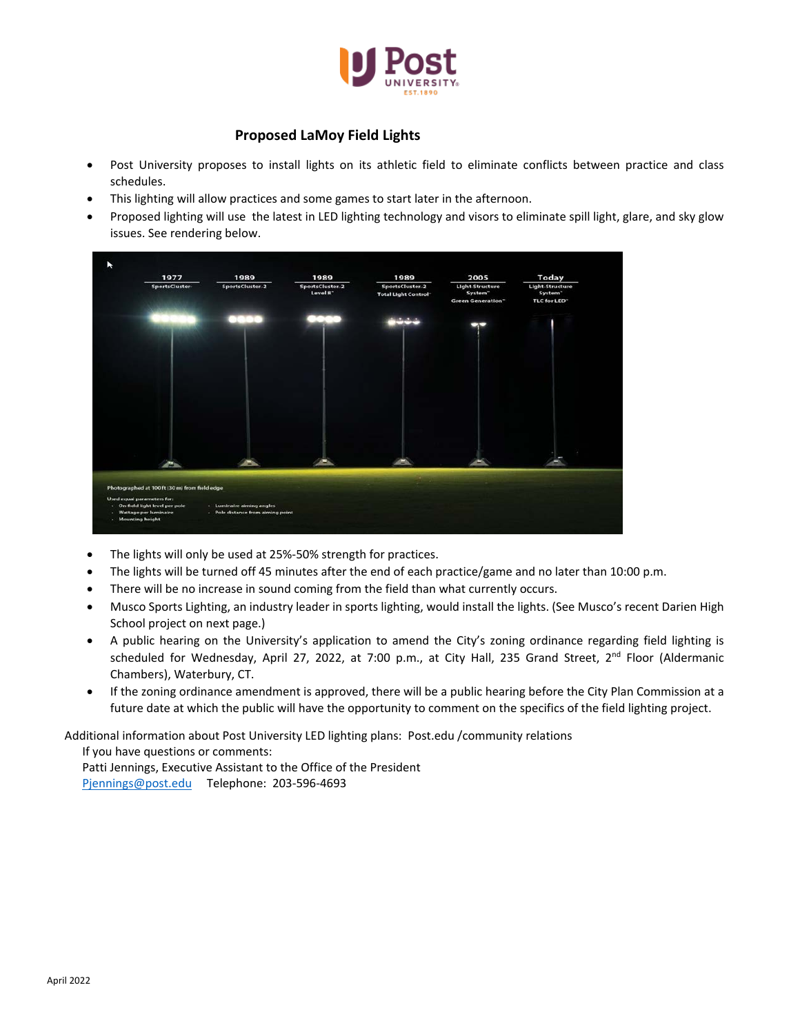# Proposed LaMoy Field Lights

- Post University proposes to install lights on its athletic field to eliminate conflicts between practice and class schedules.
- This lighting will allow practices and some games to start later in the afternoon.
- Proposed lighting will use the latest in LED lighting technology and visors to eliminate spill light, glare, and sky glow issues. See rendering below.

- The lights will only be used at 25%-50% strength for practices.
- The lights will be turned off 45 minutes after the end of each practice/game and no later than 10:00 p.m.
- There will be no increase in sound coming from the field than what currently occurs.
- Musco Sports Lighting, an industry leader in sports lighting, would install the lights. (See Musco's recent Darien High School project on next page.)
- A public hearing on the University's application to amend the City's zoning ordinance regarding field lighting is scheduled for Wednesday, April 27, 2022, at 7:00 p.m., at City Hall, 235 Grand Street, 2nd Floor (Aldermanic Chambers), Waterbury, CT.
- If the zoning ordinance amendment is approved, there will be a public hearing before the City Plan Commission at a future date at which the public will have the opportunity to comment on the specifics of the field lighting project.

Additional information about Post University LED lighting plans: Post.edu /community relations

If you have questions or comments:

Patti Jennings, Executive Assistant to the Office of the President

Pjennings@post.edu Telephone: 203-596-4693

April 2022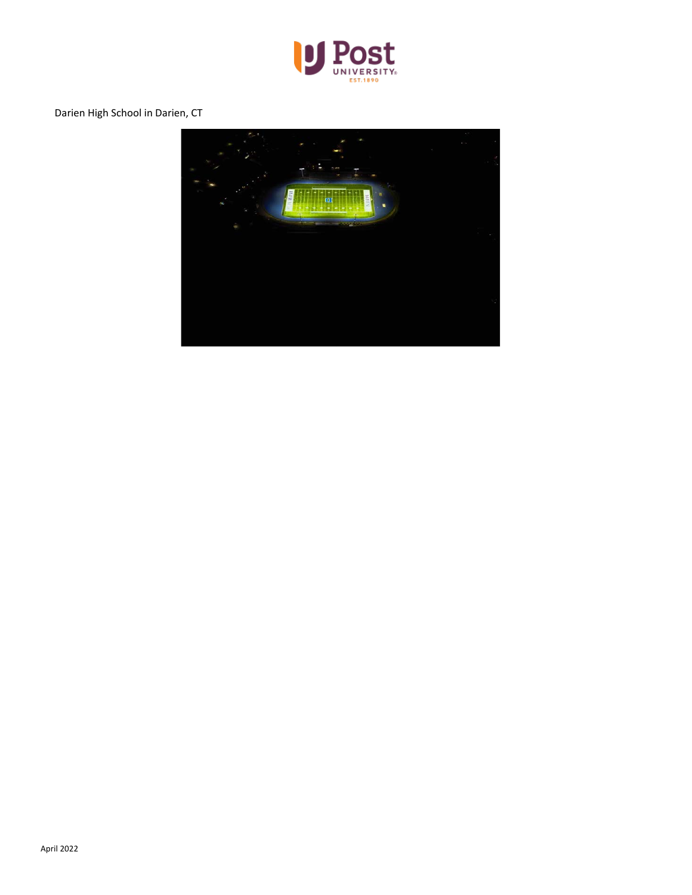Darien High School in Darien, CT